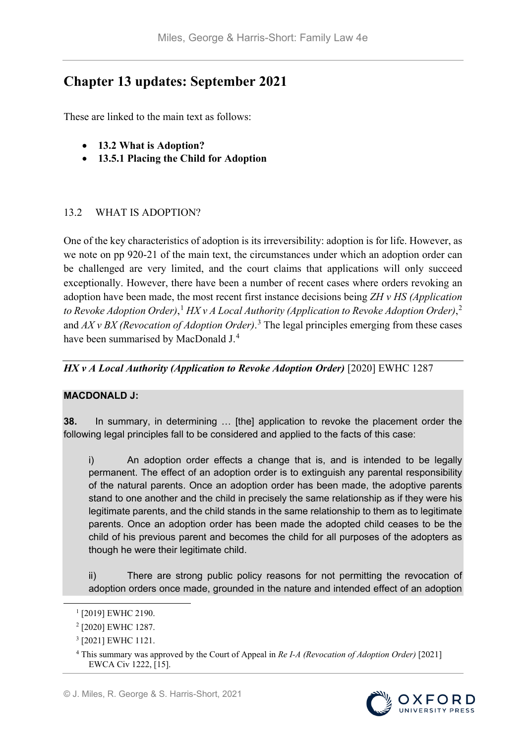# Chapter 13 updates: September 2021

These are linked to the main text as follows:

- **13.2 What is Adoption?**
- **13.5.1 Placing the Child for Adoption**

## 13.2 WHAT IS ADOPTION?

One of the key characteristics of adoption is its irreversibility: adoption is for life. However, as we note on pp 920-21 of the main text, the circumstances under which an adoption order can be challenged are very limited, and the court claims that applications will only succeed exceptionally. However, there have been a number of recent cases where orders revoking an adoption have been made, the most recent first instance decisions being *ZH v HS (Application to Revoke Adoption Order)*,[1] *HX v A Local Authority (Application to Revoke Adoption Order)*,[2] and *AX v BX (Revocation of Adoption Order)*.[3] The legal principles emerging from these cases have been summarised by MacDonald J.[4]

***HX v A Local Authority (Application to Revoke Adoption Order)*** [2020] EWHC 1287

**MACDONALD J:**

**38.** In summary, in determining … [the] application to revoke the placement order the following legal principles fall to be considered and applied to the facts of this case:

i) An adoption order effects a change that is, and is intended to be legally permanent. The effect of an adoption order is to extinguish any parental responsibility of the natural parents. Once an adoption order has been made, the adoptive parents stand to one another and the child in precisely the same relationship as if they were his legitimate parents, and the child stands in the same relationship to them as to legitimate parents. Once an adoption order has been made the adopted child ceases to be the child of his previous parent and becomes the child for all purposes of the adopters as though he were their legitimate child.

ii) There are strong public policy reasons for not permitting the revocation of adoption orders once made, grounded in the nature and intended effect of an adoption

---

[1] [2019] EWHC 2190.

[2] [2020] EWHC 1287.

[3] [2021] EWHC 1121.

[4] This summary was approved by the Court of Appeal in *Re I-A (Revocation of Adoption Order)* [2021] EWCA Civ 1222, [15].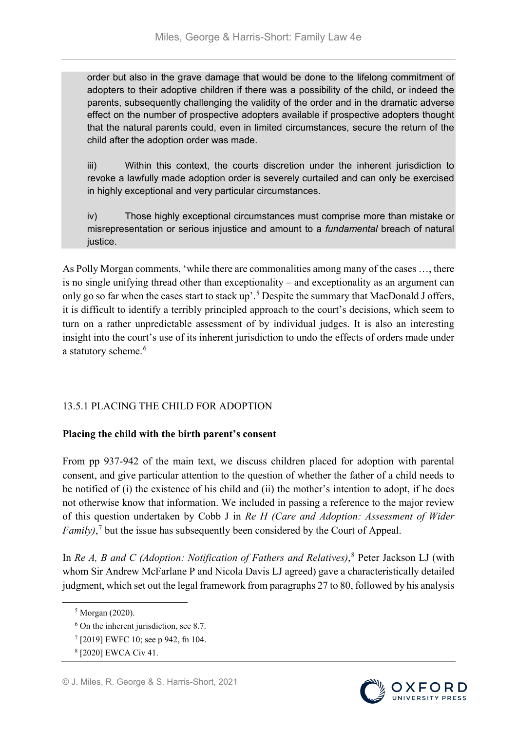> order but also in the grave damage that would be done to the lifelong commitment of adopters to their adoptive children if there was a possibility of the child, or indeed the parents, subsequently challenging the validity of the order and in the dramatic adverse effect on the number of prospective adopters available if prospective adopters thought that the natural parents could, even in limited circumstances, secure the return of the child after the adoption order was made.
>
> iii) Within this context, the courts discretion under the inherent jurisdiction to revoke a lawfully made adoption order is severely curtailed and can only be exercised in highly exceptional and very particular circumstances.
>
> iv) Those highly exceptional circumstances must comprise more than mistake or misrepresentation or serious injustice and amount to a *fundamental* breach of natural justice.

As Polly Morgan comments, 'while there are commonalities among many of the cases …, there is no single unifying thread other than exceptionality – and exceptionality as an argument can only go so far when the cases start to stack up'.[5] Despite the summary that MacDonald J offers, it is difficult to identify a terribly principled approach to the court's decisions, which seem to turn on a rather unpredictable assessment of by individual judges. It is also an interesting insight into the court's use of its inherent jurisdiction to undo the effects of orders made under a statutory scheme.[6]

### 13.5.1 PLACING THE CHILD FOR ADOPTION

**Placing the child with the birth parent's consent**

From pp 937-942 of the main text, we discuss children placed for adoption with parental consent, and give particular attention to the question of whether the father of a child needs to be notified of (i) the existence of his child and (ii) the mother's intention to adopt, if he does not otherwise know that information. We included in passing a reference to the major review of this question undertaken by Cobb J in *Re H (Care and Adoption: Assessment of Wider Family)*,[7] but the issue has subsequently been considered by the Court of Appeal.

In *Re A, B and C (Adoption: Notification of Fathers and Relatives)*,[8] Peter Jackson LJ (with whom Sir Andrew McFarlane P and Nicola Davis LJ agreed) gave a characteristically detailed judgment, which set out the legal framework from paragraphs 27 to 80, followed by his analysis

---

[5] Morgan (2020).

[6] On the inherent jurisdiction, see 8.7.

[7] [2019] EWFC 10; see p 942, fn 104.

[8] [2020] EWCA Civ 41.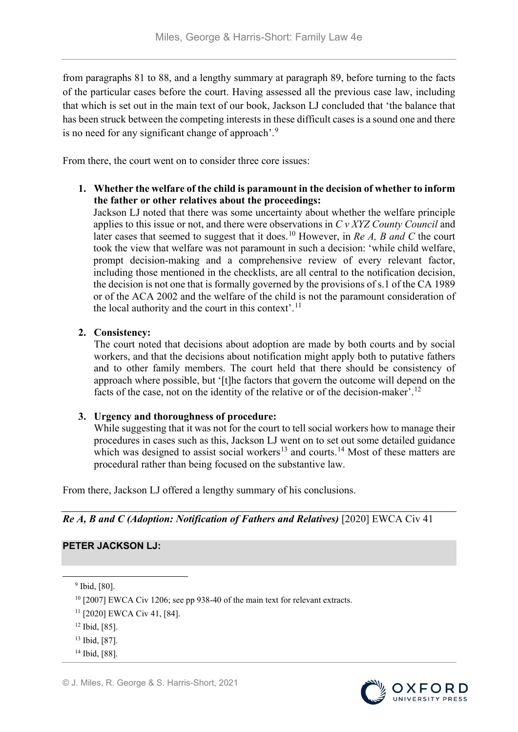from paragraphs 81 to 88, and a lengthy summary at paragraph 89, before turning to the facts of the particular cases before the court. Having assessed all the previous case law, including that which is set out in the main text of our book, Jackson LJ concluded that 'the balance that has been struck between the competing interests in these difficult cases is a sound one and there is no need for any significant change of approach'.[9]

From there, the court went on to consider three core issues:

1. **Whether the welfare of the child is paramount in the decision of whether to inform the father or other relatives about the proceedings:**
   Jackson LJ noted that there was some uncertainty about whether the welfare principle applies to this issue or not, and there were observations in *C v XYZ County Council* and later cases that seemed to suggest that it does.[10] However, in *Re A, B and C* the court took the view that welfare was not paramount in such a decision: 'while child welfare, prompt decision-making and a comprehensive review of every relevant factor, including those mentioned in the checklists, are all central to the notification decision, the decision is not one that is formally governed by the provisions of s.1 of the CA 1989 or of the ACA 2002 and the welfare of the child is not the paramount consideration of the local authority and the court in this context'.[11]

2. **Consistency:**
   The court noted that decisions about adoption are made by both courts and by social workers, and that the decisions about notification might apply both to putative fathers and to other family members. The court held that there should be consistency of approach where possible, but '[t]he factors that govern the outcome will depend on the facts of the case, not on the identity of the relative or of the decision-maker'.[12]

3. **Urgency and thoroughness of procedure:**
   While suggesting that it was not for the court to tell social workers how to manage their procedures in cases such as this, Jackson LJ went on to set out some detailed guidance which was designed to assist social workers[13] and courts.[14] Most of these matters are procedural rather than being focused on the substantive law.

From there, Jackson LJ offered a lengthy summary of his conclusions.

***Re A, B and C (Adoption: Notification of Fathers and Relatives)*** [2020] EWCA Civ 41

**PETER JACKSON LJ:**

[9] Ibid, [80].

[10] [2007] EWCA Civ 1206; see pp 938-40 of the main text for relevant extracts.

[11] [2020] EWCA Civ 41, [84].

[12] Ibid, [85].

[13] Ibid, [87].

[14] Ibid, [88].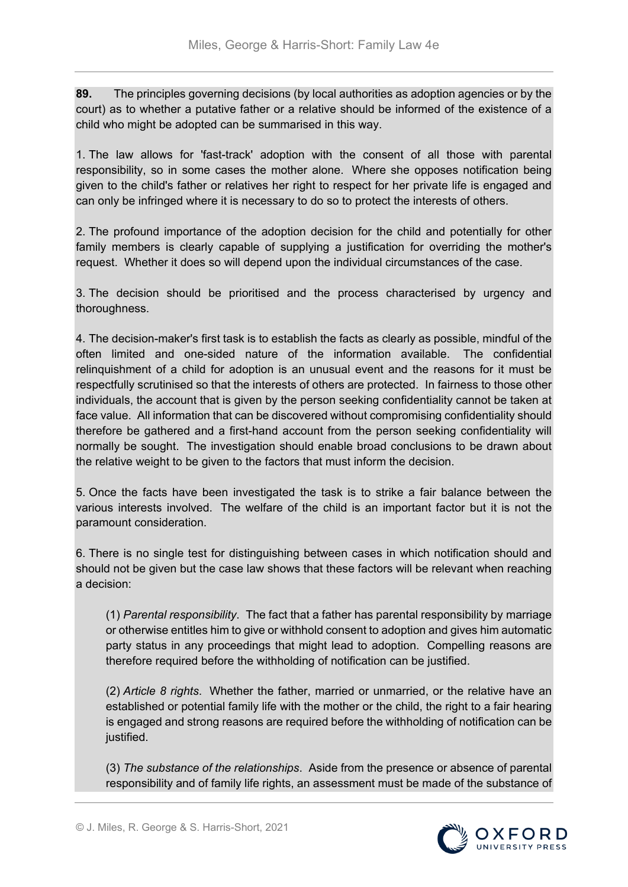**89.** The principles governing decisions (by local authorities as adoption agencies or by the court) as to whether a putative father or a relative should be informed of the existence of a child who might be adopted can be summarised in this way.

1. The law allows for 'fast-track' adoption with the consent of all those with parental responsibility, so in some cases the mother alone. Where she opposes notification being given to the child's father or relatives her right to respect for her private life is engaged and can only be infringed where it is necessary to do so to protect the interests of others.

2. The profound importance of the adoption decision for the child and potentially for other family members is clearly capable of supplying a justification for overriding the mother's request. Whether it does so will depend upon the individual circumstances of the case.

3. The decision should be prioritised and the process characterised by urgency and thoroughness.

4. The decision-maker's first task is to establish the facts as clearly as possible, mindful of the often limited and one-sided nature of the information available. The confidential relinquishment of a child for adoption is an unusual event and the reasons for it must be respectfully scrutinised so that the interests of others are protected. In fairness to those other individuals, the account that is given by the person seeking confidentiality cannot be taken at face value. All information that can be discovered without compromising confidentiality should therefore be gathered and a first-hand account from the person seeking confidentiality will normally be sought. The investigation should enable broad conclusions to be drawn about the relative weight to be given to the factors that must inform the decision.

5. Once the facts have been investigated the task is to strike a fair balance between the various interests involved. The welfare of the child is an important factor but it is not the paramount consideration.

6. There is no single test for distinguishing between cases in which notification should and should not be given but the case law shows that these factors will be relevant when reaching a decision:

(1) *Parental responsibility*. The fact that a father has parental responsibility by marriage or otherwise entitles him to give or withhold consent to adoption and gives him automatic party status in any proceedings that might lead to adoption. Compelling reasons are therefore required before the withholding of notification can be justified.

(2) *Article 8 rights*. Whether the father, married or unmarried, or the relative have an established or potential family life with the mother or the child, the right to a fair hearing is engaged and strong reasons are required before the withholding of notification can be justified.

(3) *The substance of the relationships*. Aside from the presence or absence of parental responsibility and of family life rights, an assessment must be made of the substance of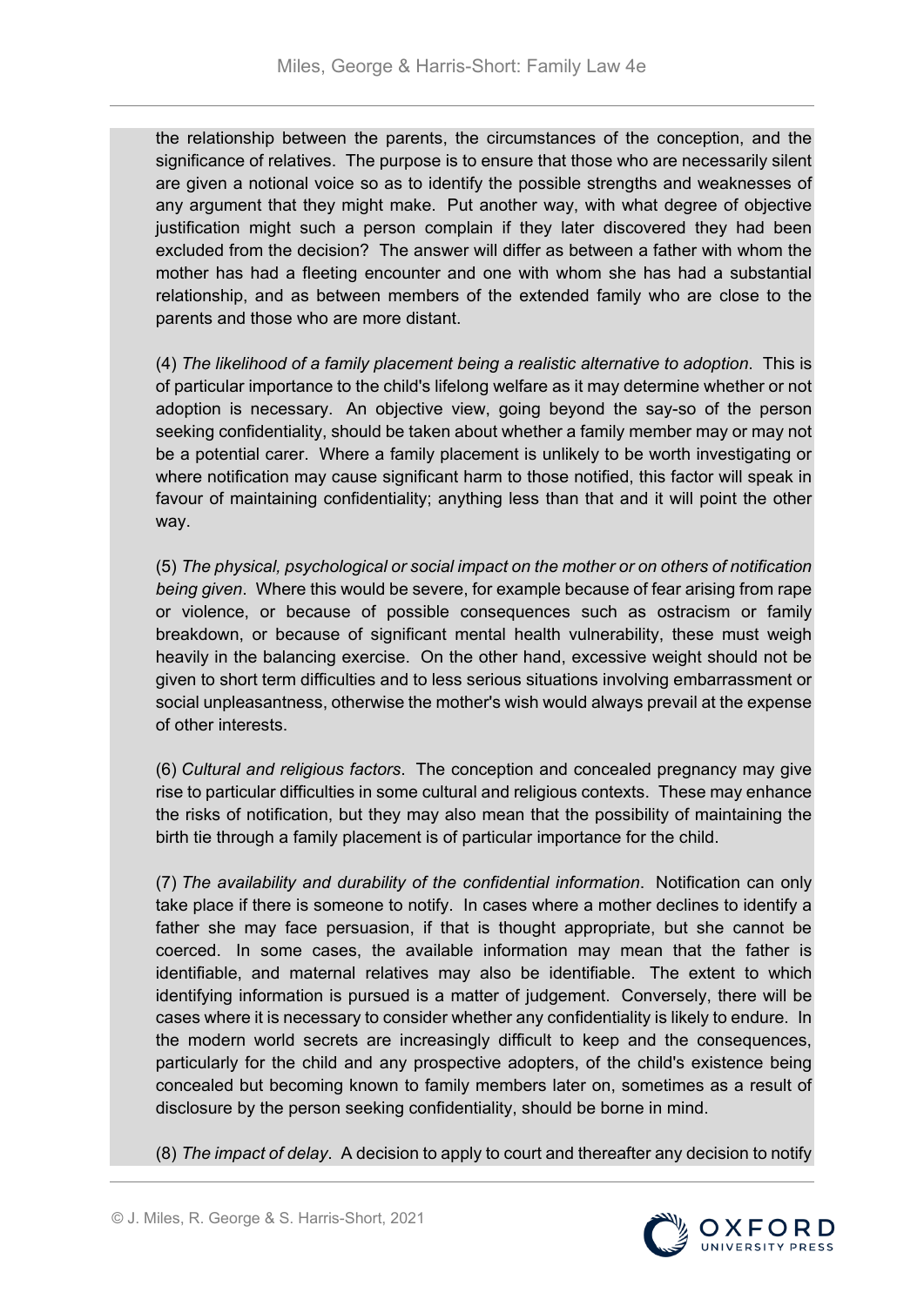the relationship between the parents, the circumstances of the conception, and the significance of relatives. The purpose is to ensure that those who are necessarily silent are given a notional voice so as to identify the possible strengths and weaknesses of any argument that they might make. Put another way, with what degree of objective justification might such a person complain if they later discovered they had been excluded from the decision? The answer will differ as between a father with whom the mother has had a fleeting encounter and one with whom she has had a substantial relationship, and as between members of the extended family who are close to the parents and those who are more distant.

(4) *The likelihood of a family placement being a realistic alternative to adoption*. This is of particular importance to the child's lifelong welfare as it may determine whether or not adoption is necessary. An objective view, going beyond the say-so of the person seeking confidentiality, should be taken about whether a family member may or may not be a potential carer. Where a family placement is unlikely to be worth investigating or where notification may cause significant harm to those notified, this factor will speak in favour of maintaining confidentiality; anything less than that and it will point the other way.

(5) *The physical, psychological or social impact on the mother or on others of notification being given*. Where this would be severe, for example because of fear arising from rape or violence, or because of possible consequences such as ostracism or family breakdown, or because of significant mental health vulnerability, these must weigh heavily in the balancing exercise. On the other hand, excessive weight should not be given to short term difficulties and to less serious situations involving embarrassment or social unpleasantness, otherwise the mother's wish would always prevail at the expense of other interests.

(6) *Cultural and religious factors*. The conception and concealed pregnancy may give rise to particular difficulties in some cultural and religious contexts. These may enhance the risks of notification, but they may also mean that the possibility of maintaining the birth tie through a family placement is of particular importance for the child.

(7) *The availability and durability of the confidential information*. Notification can only take place if there is someone to notify. In cases where a mother declines to identify a father she may face persuasion, if that is thought appropriate, but she cannot be coerced. In some cases, the available information may mean that the father is identifiable, and maternal relatives may also be identifiable. The extent to which identifying information is pursued is a matter of judgement. Conversely, there will be cases where it is necessary to consider whether any confidentiality is likely to endure. In the modern world secrets are increasingly difficult to keep and the consequences, particularly for the child and any prospective adopters, of the child's existence being concealed but becoming known to family members later on, sometimes as a result of disclosure by the person seeking confidentiality, should be borne in mind.

(8) *The impact of delay*. A decision to apply to court and thereafter any decision to notify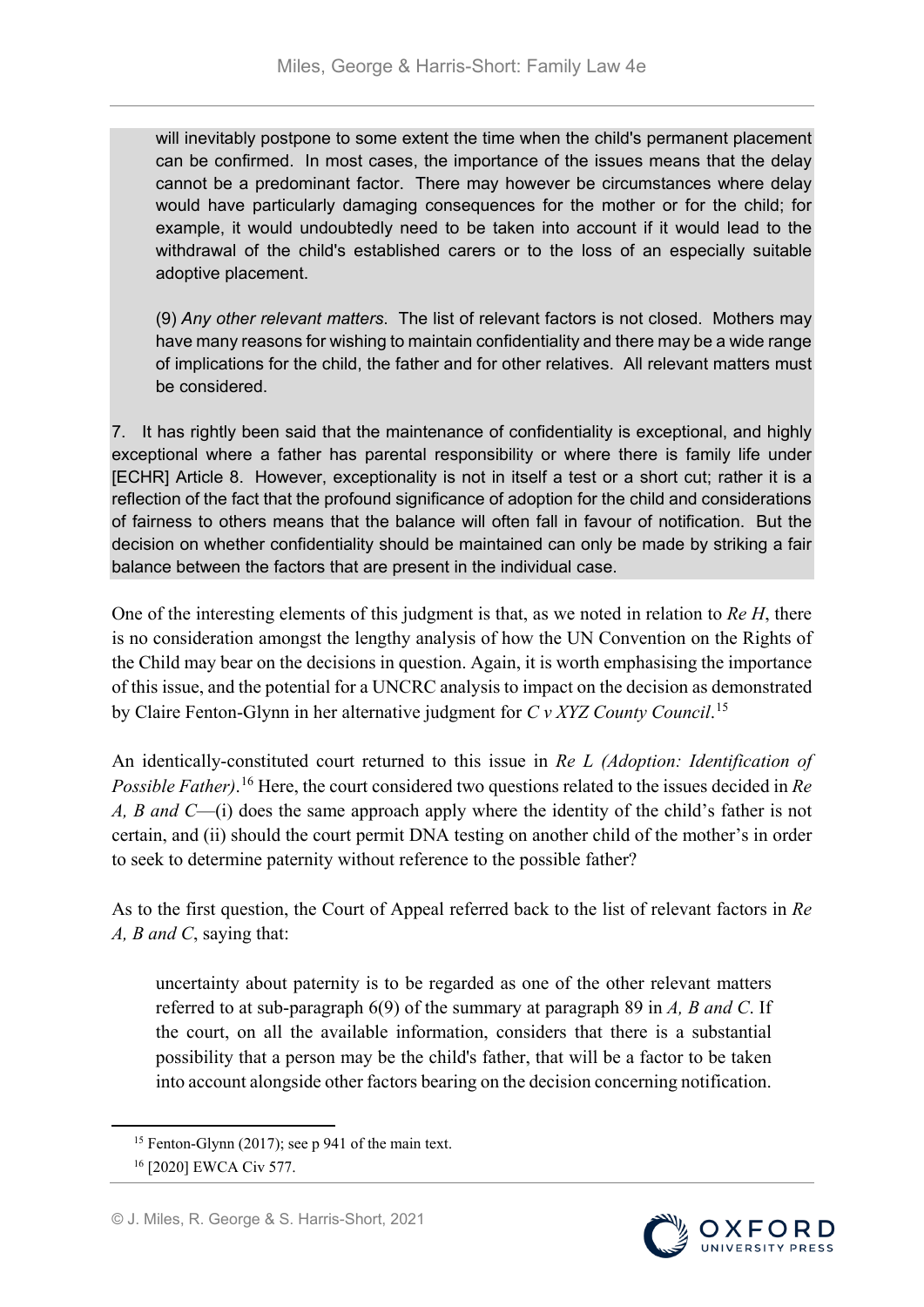> will inevitably postpone to some extent the time when the child's permanent placement can be confirmed. In most cases, the importance of the issues means that the delay cannot be a predominant factor. There may however be circumstances where delay would have particularly damaging consequences for the mother or for the child; for example, it would undoubtedly need to be taken into account if it would lead to the withdrawal of the child's established carers or to the loss of an especially suitable adoptive placement.
>
> (9) *Any other relevant matters*. The list of relevant factors is not closed. Mothers may have many reasons for wishing to maintain confidentiality and there may be a wide range of implications for the child, the father and for other relatives. All relevant matters must be considered.
>
> 7. It has rightly been said that the maintenance of confidentiality is exceptional, and highly exceptional where a father has parental responsibility or where there is family life under [ECHR] Article 8. However, exceptionality is not in itself a test or a short cut; rather it is a reflection of the fact that the profound significance of adoption for the child and considerations of fairness to others means that the balance will often fall in favour of notification. But the decision on whether confidentiality should be maintained can only be made by striking a fair balance between the factors that are present in the individual case.

One of the interesting elements of this judgment is that, as we noted in relation to *Re H*, there is no consideration amongst the lengthy analysis of how the UN Convention on the Rights of the Child may bear on the decisions in question. Again, it is worth emphasising the importance of this issue, and the potential for a UNCRC analysis to impact on the decision as demonstrated by Claire Fenton-Glynn in her alternative judgment for *C v XYZ County Council*.[15]

An identically-constituted court returned to this issue in *Re L (Adoption: Identification of Possible Father)*.[16] Here, the court considered two questions related to the issues decided in *Re A, B and C*—(i) does the same approach apply where the identity of the child's father is not certain, and (ii) should the court permit DNA testing on another child of the mother's in order to seek to determine paternity without reference to the possible father?

As to the first question, the Court of Appeal referred back to the list of relevant factors in *Re A, B and C*, saying that:

> uncertainty about paternity is to be regarded as one of the other relevant matters referred to at sub-paragraph 6(9) of the summary at paragraph 89 in *A, B and C*. If the court, on all the available information, considers that there is a substantial possibility that a person may be the child's father, that will be a factor to be taken into account alongside other factors bearing on the decision concerning notification.

[15] Fenton-Glynn (2017); see p 941 of the main text.

[16] [2020] EWCA Civ 577.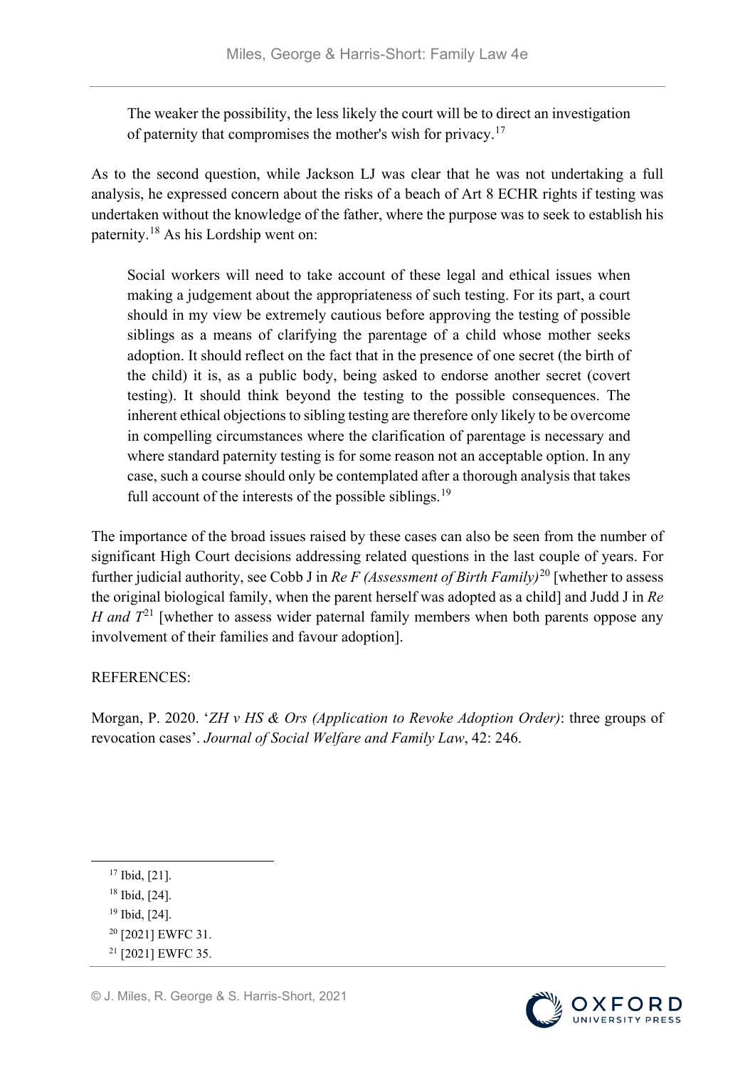> The weaker the possibility, the less likely the court will be to direct an investigation of paternity that compromises the mother's wish for privacy.[17]

As to the second question, while Jackson LJ was clear that he was not undertaking a full analysis, he expressed concern about the risks of a beach of Art 8 ECHR rights if testing was undertaken without the knowledge of the father, where the purpose was to seek to establish his paternity.[18] As his Lordship went on:

> Social workers will need to take account of these legal and ethical issues when making a judgement about the appropriateness of such testing. For its part, a court should in my view be extremely cautious before approving the testing of possible siblings as a means of clarifying the parentage of a child whose mother seeks adoption. It should reflect on the fact that in the presence of one secret (the birth of the child) it is, as a public body, being asked to endorse another secret (covert testing). It should think beyond the testing to the possible consequences. The inherent ethical objections to sibling testing are therefore only likely to be overcome in compelling circumstances where the clarification of parentage is necessary and where standard paternity testing is for some reason not an acceptable option. In any case, such a course should only be contemplated after a thorough analysis that takes full account of the interests of the possible siblings.[19]

The importance of the broad issues raised by these cases can also be seen from the number of significant High Court decisions addressing related questions in the last couple of years. For further judicial authority, see Cobb J in *Re F (Assessment of Birth Family)*[20] [whether to assess the original biological family, when the parent herself was adopted as a child] and Judd J in *Re H and T*[21] [whether to assess wider paternal family members when both parents oppose any involvement of their families and favour adoption].

REFERENCES:

Morgan, P. 2020. '*ZH v HS & Ors (Application to Revoke Adoption Order)*: three groups of revocation cases'. *Journal of Social Welfare and Family Law*, 42: 246.

---

[17] Ibid, [21].

[18] Ibid, [24].

[19] Ibid, [24].

[20] [2021] EWFC 31.

[21] [2021] EWFC 35.